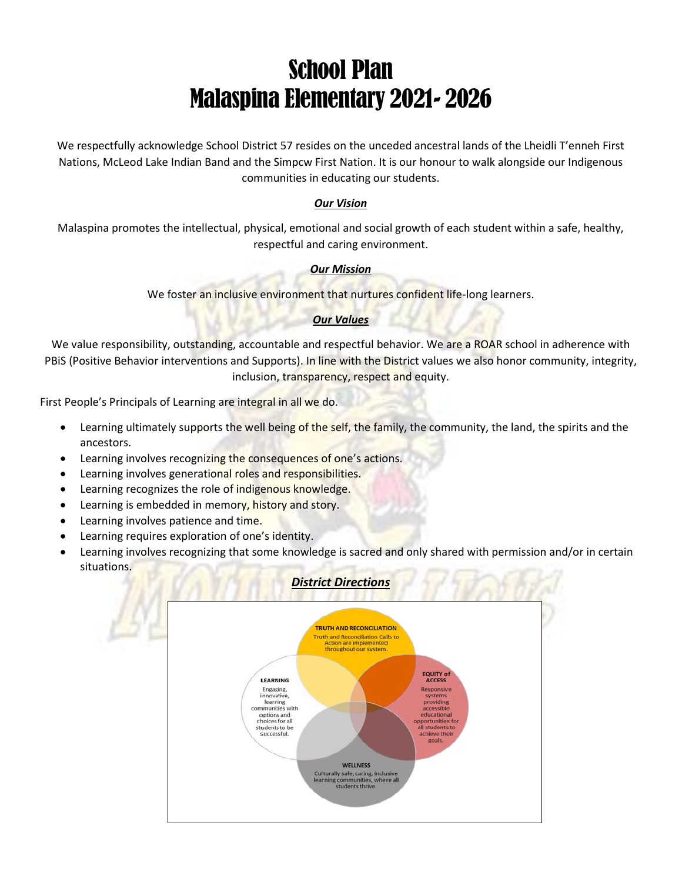# School Plan
# Malaspina Elementary 2021- 2026

We respectfully acknowledge School District 57 resides on the unceded ancestral lands of the Lheidli T'enneh First Nations, McLeod Lake Indian Band and the Simpcw First Nation. It is our honour to walk alongside our Indigenous communities in educating our students.

***Our Vision***

Malaspina promotes the intellectual, physical, emotional and social growth of each student within a safe, healthy, respectful and caring environment.

***Our Mission***

We foster an inclusive environment that nurtures confident life-long learners.

***Our Values***

We value responsibility, outstanding, accountable and respectful behavior. We are a ROAR school in adherence with PBiS (Positive Behavior interventions and Supports). In line with the District values we also honor community, integrity, inclusion, transparency, respect and equity.

First People's Principals of Learning are integral in all we do.

- Learning ultimately supports the well being of the self, the family, the community, the land, the spirits and the ancestors.
- Learning involves recognizing the consequences of one's actions.
- Learning involves generational roles and responsibilities.
- Learning recognizes the role of indigenous knowledge.
- Learning is embedded in memory, history and story.
- Learning involves patience and time.
- Learning requires exploration of one's identity.
- Learning involves recognizing that some knowledge is sacred and only shared with permission and/or in certain situations.

***District Directions***

**TRUTH AND RECONCILIATION**
Truth and Reconciliation Calls to Action are implemented throughout our system.

**EQUITY of ACCESS**
Responsive systems providing accessible educational opportunities for all students to achieve their goals.

**LEARNING**
Engaging, innovative, learning communities with options and choices for all students to be successful.

**WELLNESS**
Culturally safe, caring, inclusive learning communities, where all students thrive.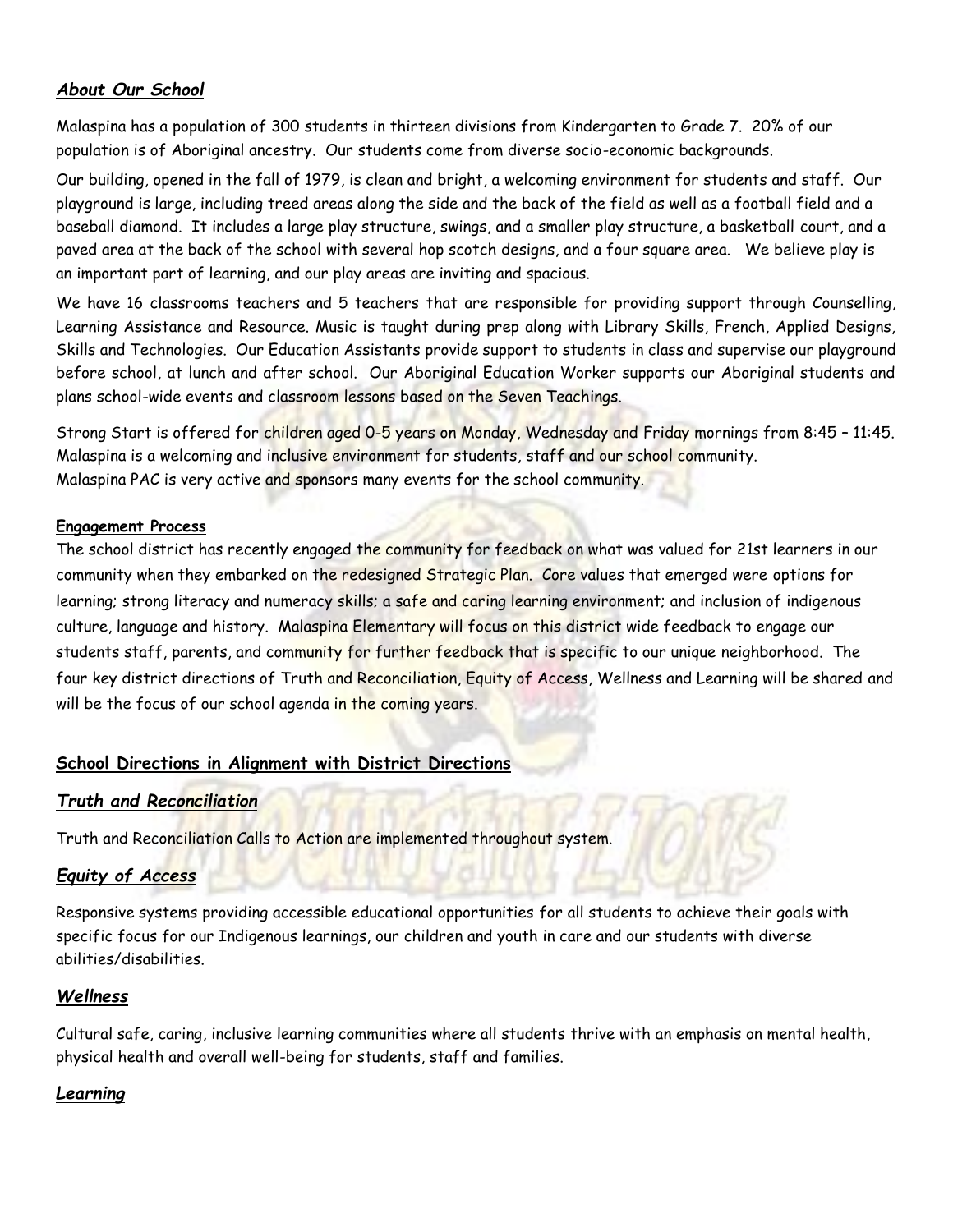## *About Our School*

Malaspina has a population of 300 students in thirteen divisions from Kindergarten to Grade 7. 20% of our population is of Aboriginal ancestry. Our students come from diverse socio-economic backgrounds.

Our building, opened in the fall of 1979, is clean and bright, a welcoming environment for students and staff. Our playground is large, including treed areas along the side and the back of the field as well as a football field and a baseball diamond. It includes a large play structure, swings, and a smaller play structure, a basketball court, and a paved area at the back of the school with several hop scotch designs, and a four square area. We believe play is an important part of learning, and our play areas are inviting and spacious.

We have 16 classrooms teachers and 5 teachers that are responsible for providing support through Counselling, Learning Assistance and Resource. Music is taught during prep along with Library Skills, French, Applied Designs, Skills and Technologies. Our Education Assistants provide support to students in class and supervise our playground before school, at lunch and after school. Our Aboriginal Education Worker supports our Aboriginal students and plans school-wide events and classroom lessons based on the Seven Teachings.

Strong Start is offered for children aged 0-5 years on Monday, Wednesday and Friday mornings from 8:45 – 11:45. Malaspina is a welcoming and inclusive environment for students, staff and our school community. Malaspina PAC is very active and sponsors many events for the school community.

**Engagement Process**

The school district has recently engaged the community for feedback on what was valued for 21st learners in our community when they embarked on the redesigned Strategic Plan. Core values that emerged were options for learning; strong literacy and numeracy skills; a safe and caring learning environment; and inclusion of indigenous culture, language and history. Malaspina Elementary will focus on this district wide feedback to engage our students staff, parents, and community for further feedback that is specific to our unique neighborhood. The four key district directions of Truth and Reconciliation, Equity of Access, Wellness and Learning will be shared and will be the focus of our school agenda in the coming years.

## School Directions in Alignment with District Directions

### *Truth and Reconciliation*

Truth and Reconciliation Calls to Action are implemented throughout system.

### *Equity of Access*

Responsive systems providing accessible educational opportunities for all students to achieve their goals with specific focus for our Indigenous learnings, our children and youth in care and our students with diverse abilities/disabilities.

### *Wellness*

Cultural safe, caring, inclusive learning communities where all students thrive with an emphasis on mental health, physical health and overall well-being for students, staff and families.

### *Learning*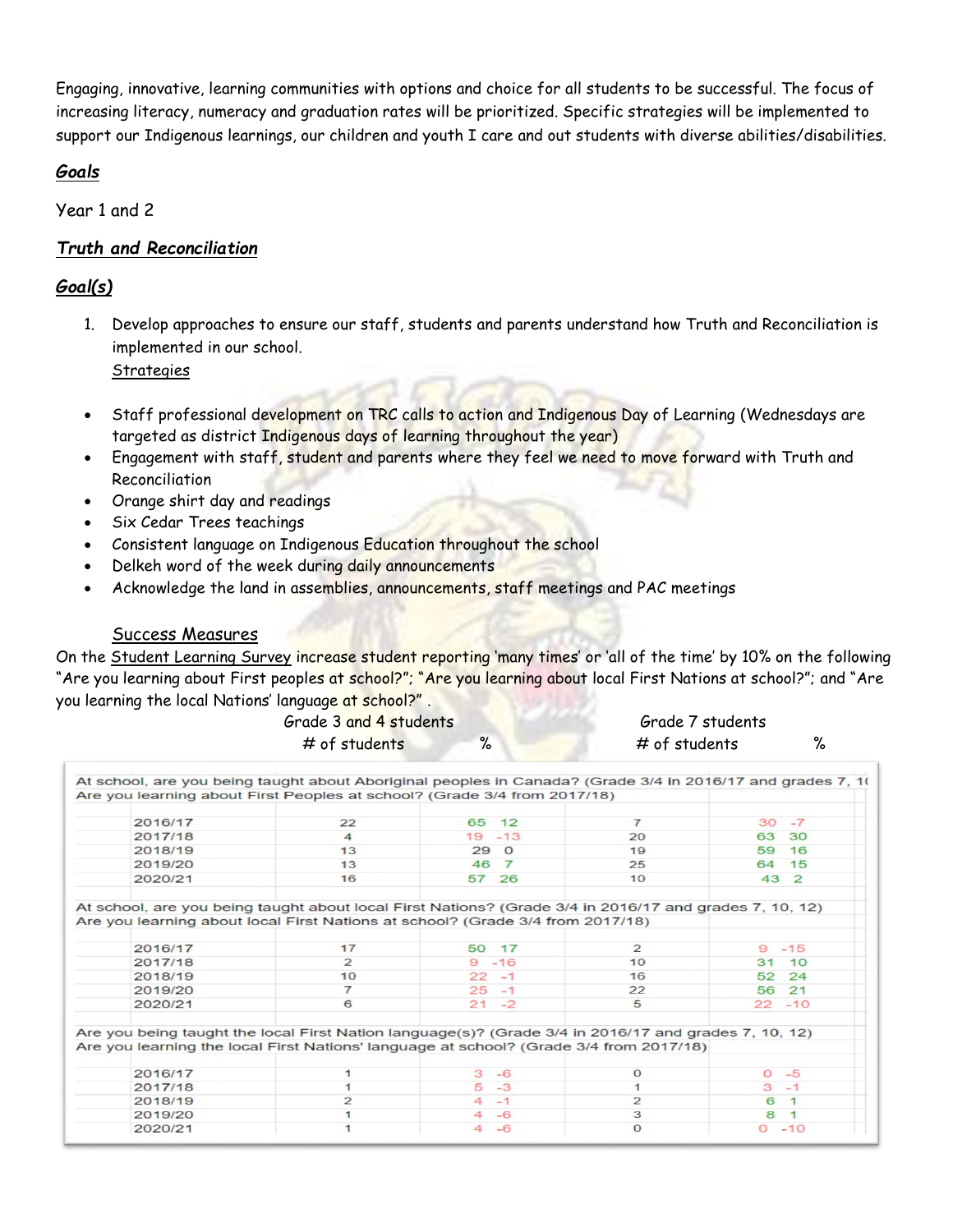Engaging, innovative, learning communities with options and choice for all students to be successful. The focus of increasing literacy, numeracy and graduation rates will be prioritized. Specific strategies will be implemented to support our Indigenous learnings, our children and youth I care and out students with diverse abilities/disabilities.

## ***Goals***

Year 1 and 2

## ***Truth and Reconciliation***

## ***Goal(s)***

1. Develop approaches to ensure our staff, students and parents understand how Truth and Reconciliation is implemented in our school.
   Strategies

- Staff professional development on TRC calls to action and Indigenous Day of Learning (Wednesdays are targeted as district Indigenous days of learning throughout the year)
- Engagement with staff, student and parents where they feel we need to move forward with Truth and Reconciliation
- Orange shirt day and readings
- Six Cedar Trees teachings
- Consistent language on Indigenous Education throughout the school
- Delkeh word of the week during daily announcements
- Acknowledge the land in assemblies, announcements, staff meetings and PAC meetings

Success Measures

On the Student Learning Survey increase student reporting 'many times' or 'all of the time' by 10% on the following "Are you learning about First peoples at school?"; "Are you learning about local First Nations at school?"; and "Are you learning the local Nations' language at school?" .

| | Grade 3 and 4 students | | | Grade 7 students | | |
|---|---|---|---|---|---|---|
| | # of students | % | | # of students | % | |
| **At school, are you being taught about Aboriginal peoples in Canada? (Grade 3/4 in 2016/17 and grades 7, 1(**<br>**Are you learning about First Peoples at school? (Grade 3/4 from 2017/18)** | | | | | | |
| 2016/17 | 22 | 65 | 12 | 7 | 30 | -7 |
| 2017/18 | 4 | 19 | -13 | 20 | 63 | 30 |
| 2018/19 | 13 | 29 | 0 | 19 | 59 | 16 |
| 2019/20 | 13 | 46 | 7 | 25 | 64 | 15 |
| 2020/21 | 16 | 57 | 26 | 10 | 43 | 2 |
| **At school, are you being taught about local First Nations? (Grade 3/4 in 2016/17 and grades 7, 10, 12)**<br>**Are you learning about local First Nations at school? (Grade 3/4 from 2017/18)** | | | | | | |
| 2016/17 | 17 | 50 | 17 | 2 | 9 | -15 |
| 2017/18 | 2 | 9 | -16 | 10 | 31 | 10 |
| 2018/19 | 10 | 22 | -1 | 16 | 52 | 24 |
| 2019/20 | 7 | 25 | -1 | 22 | 56 | 21 |
| 2020/21 | 6 | 21 | -2 | 5 | 22 | -10 |
| **Are you being taught the local First Nation language(s)? (Grade 3/4 in 2016/17 and grades 7, 10, 12)**<br>**Are you learning the local First Nations' language at school? (Grade 3/4 from 2017/18)** | | | | | | |
| 2016/17 | 1 | 3 | -6 | 0 | 0 | -5 |
| 2017/18 | 1 | 5 | -3 | 1 | 3 | -1 |
| 2018/19 | 2 | 4 | -1 | 2 | 6 | 1 |
| 2019/20 | 1 | 4 | -6 | 3 | 8 | 1 |
| 2020/21 | 1 | 4 | -6 | 0 | 0 | -10 |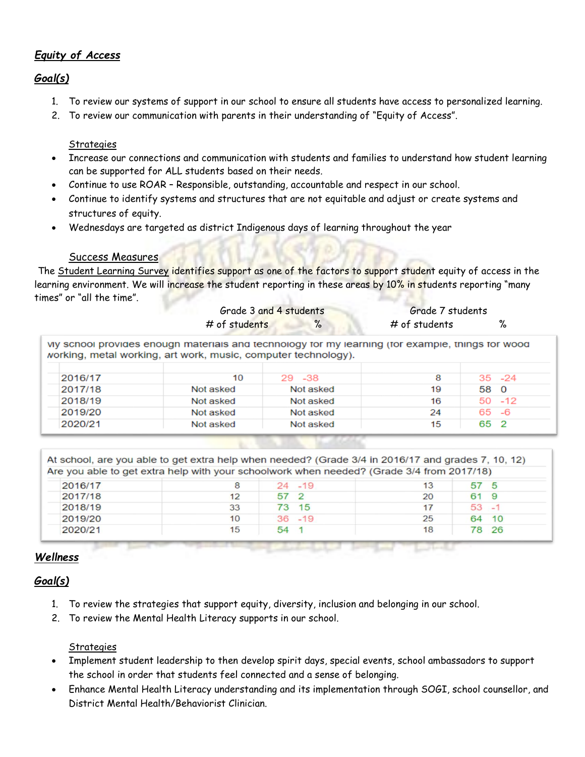## *Equity of Access*

## *Goal(s)*

1. To review our systems of support in our school to ensure all students have access to personalized learning.
2. To review our communication with parents in their understanding of "Equity of Access".

### Strategies

- Increase our connections and communication with students and families to understand how student learning can be supported for ALL students based on their needs.
- Continue to use ROAR – Responsible, outstanding, accountable and respect in our school.
- Continue to identify systems and structures that are not equitable and adjust or create systems and structures of equity.
- Wednesdays are targeted as district Indigenous days of learning throughout the year

### Success Measures

The Student Learning Survey identifies support as one of the factors to support student equity of access in the learning environment. We will increase the student reporting in these areas by 10% in students reporting "many times" or "all the time".

My school provides enough materials and technology for my learning (for example, things for wood working, metal working, art work, music, computer technology).

| | Grade 3 and 4 students | | Grade 7 students | |
|---|---|---|---|---|
| | # of students | % | # of students | % |
| 2016/17 | 10 | 29 -38 | 8 | 35 -24 |
| 2017/18 | Not asked | Not asked | 19 | 58 0 |
| 2018/19 | Not asked | Not asked | 16 | 50 -12 |
| 2019/20 | Not asked | Not asked | 24 | 65 -6 |
| 2020/21 | Not asked | Not asked | 15 | 65 2 |

At school, are you able to get extra help when needed? (Grade 3/4 in 2016/17 and grades 7, 10, 12)
Are you able to get extra help with your schoolwork when needed? (Grade 3/4 from 2017/18)

| | Grade 3 and 4 students | | Grade 7 students | |
|---|---|---|---|---|
| | # of students | % | # of students | % |
| 2016/17 | 8 | 24 -19 | 13 | 57 5 |
| 2017/18 | 12 | 57 2 | 20 | 61 9 |
| 2018/19 | 33 | 73 15 | 17 | 53 -1 |
| 2019/20 | 10 | 36 -19 | 25 | 64 10 |
| 2020/21 | 15 | 54 1 | 18 | 78 26 |

## *Wellness*

## *Goal(s)*

1. To review the strategies that support equity, diversity, inclusion and belonging in our school.
2. To review the Mental Health Literacy supports in our school.

### Strategies

- Implement student leadership to then develop spirit days, special events, school ambassadors to support the school in order that students feel connected and a sense of belonging.
- Enhance Mental Health Literacy understanding and its implementation through SOGI, school counsellor, and District Mental Health/Behaviorist Clinician.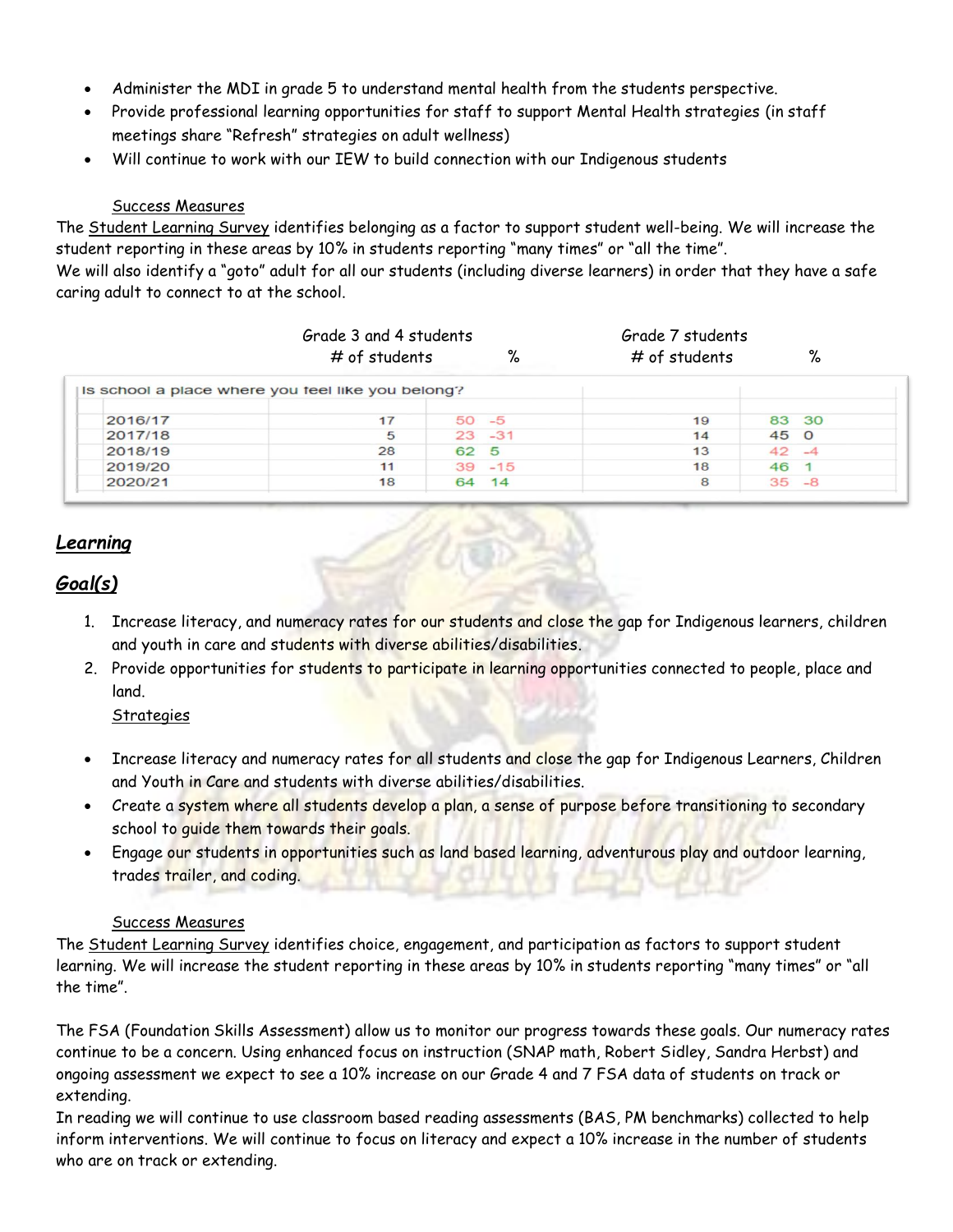- Administer the MDI in grade 5 to understand mental health from the students perspective.
- Provide professional learning opportunities for staff to support Mental Health strategies (in staff meetings share "Refresh" strategies on adult wellness)
- Will continue to work with our IEW to build connection with our Indigenous students

Success Measures

The Student Learning Survey identifies belonging as a factor to support student well-being. We will increase the student reporting in these areas by 10% in students reporting "many times" or "all the time".

We will also identify a "goto" adult for all our students (including diverse learners) in order that they have a safe caring adult to connect to at the school.

| Is school a place where you feel like you belong? | Grade 3 and 4 students # of students | % | | Grade 7 students # of students | % | |
|---|---|---|---|---|---|---|
| 2016/17 | 17 | 50 | -5 | 19 | 83 | 30 |
| 2017/18 | 5 | 23 | -31 | 14 | 45 | 0 |
| 2018/19 | 28 | 62 | 5 | 13 | 42 | -4 |
| 2019/20 | 11 | 39 | -15 | 18 | 46 | 1 |
| 2020/21 | 18 | 64 | 14 | 8 | 35 | -8 |

## *Learning*

## *Goal(s)*

1. Increase literacy, and numeracy rates for our students and close the gap for Indigenous learners, children and youth in care and students with diverse abilities/disabilities.
2. Provide opportunities for students to participate in learning opportunities connected to people, place and land.

Strategies

- Increase literacy and numeracy rates for all students and close the gap for Indigenous Learners, Children and Youth in Care and students with diverse abilities/disabilities.
- Create a system where all students develop a plan, a sense of purpose before transitioning to secondary school to guide them towards their goals.
- Engage our students in opportunities such as land based learning, adventurous play and outdoor learning, trades trailer, and coding.

Success Measures

The Student Learning Survey identifies choice, engagement, and participation as factors to support student learning. We will increase the student reporting in these areas by 10% in students reporting "many times" or "all the time".

The FSA (Foundation Skills Assessment) allow us to monitor our progress towards these goals. Our numeracy rates continue to be a concern. Using enhanced focus on instruction (SNAP math, Robert Sidley, Sandra Herbst) and ongoing assessment we expect to see a 10% increase on our Grade 4 and 7 FSA data of students on track or extending.

In reading we will continue to use classroom based reading assessments (BAS, PM benchmarks) collected to help inform interventions. We will continue to focus on literacy and expect a 10% increase in the number of students who are on track or extending.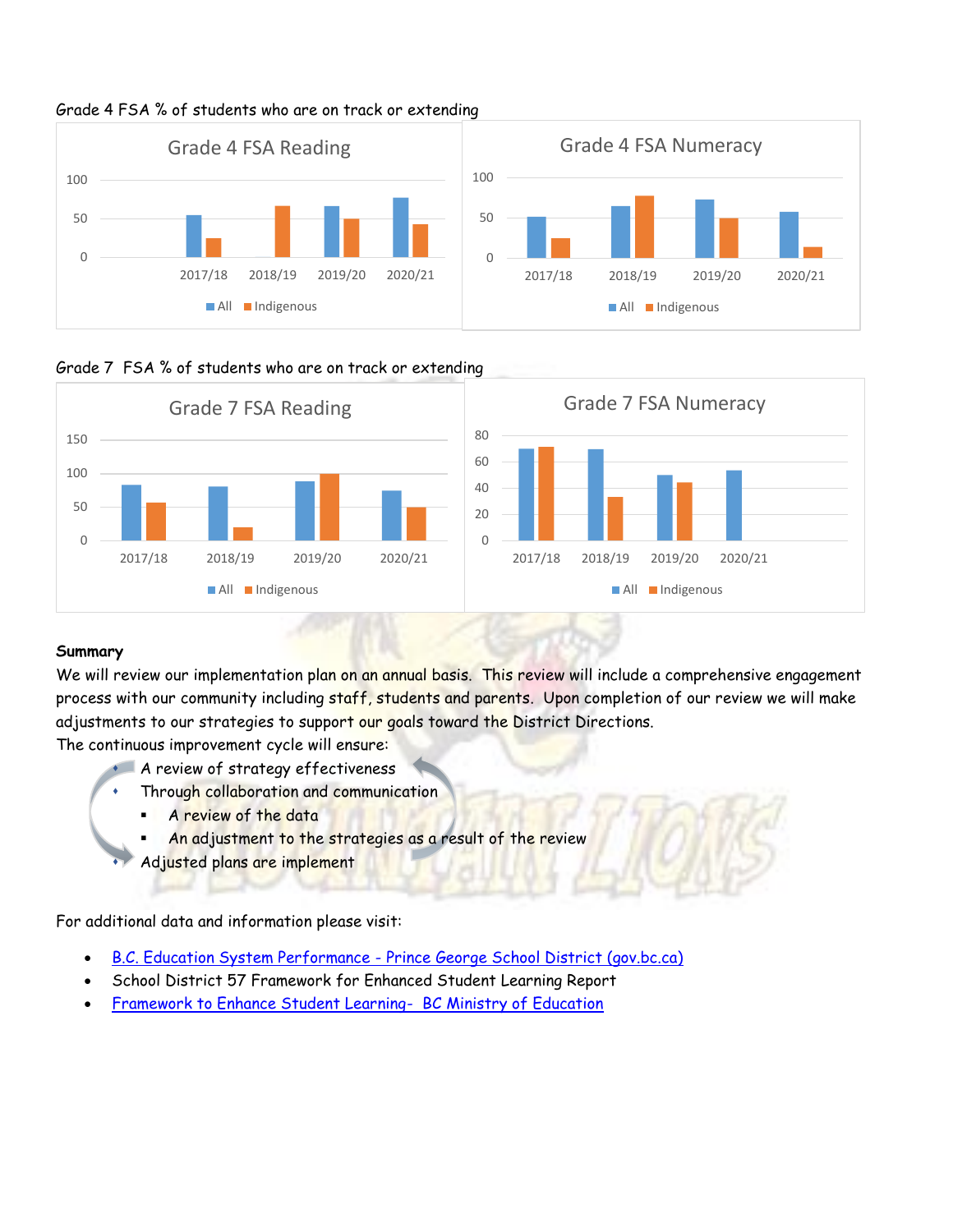Grade 4 FSA % of students who are on track or extending

Grade 4 FSA Reading

100
50
0

2017/18 2018/19 2019/20 2020/21

All Indigenous

Grade 4 FSA Numeracy

100
50
0

2017/18 2018/19 2019/20 2020/21

All Indigenous

Grade 7 FSA % of students who are on track or extending

Grade 7 FSA Reading

150
100
50
0

2017/18 2018/19 2019/20 2020/21

All Indigenous

Grade 7 FSA Numeracy

80
60
40
20
0

2017/18 2018/19 2019/20 2020/21

All Indigenous

**Summary**

We will review our implementation plan on an annual basis. This review will include a comprehensive engagement process with our community including staff, students and parents. Upon completion of our review we will make adjustments to our strategies to support our goals toward the District Directions.

The continuous improvement cycle will ensure:

- A review of strategy effectiveness
- Through collaboration and communication
  - A review of the data
  - An adjustment to the strategies as a result of the review
- Adjusted plans are implement

For additional data and information please visit:

- [B.C. Education System Performance - Prince George School District (gov.bc.ca)]()
- School District 57 Framework for Enhanced Student Learning Report
- [Framework to Enhance Student Learning- BC Ministry of Education]()